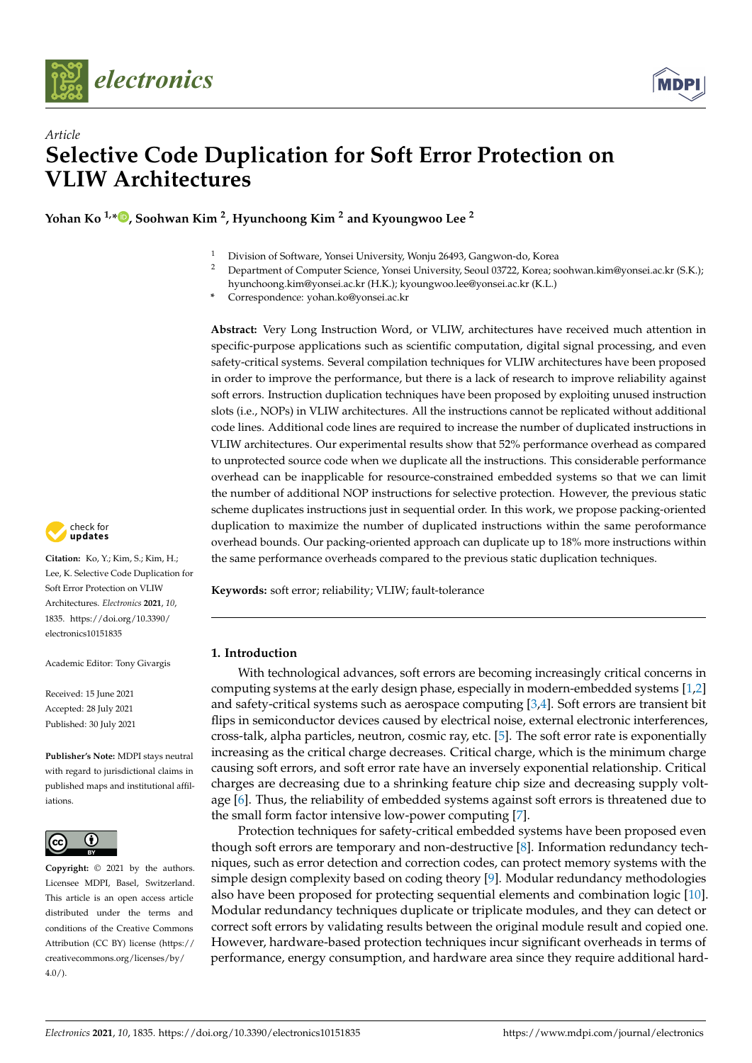*Article*

# Selective Code Duplication for Soft Error Protection on VLIW Architectures

**Yohan Ko [1,*], Soohwan Kim [2], Hyunchoong Kim [2] and Kyoungwoo Lee [2]**

[1] Division of Software, Yonsei University, Wonju 26493, Gangwon-do, Korea
[2] Department of Computer Science, Yonsei University, Seoul 03722, Korea; soohwan.kim@yonsei.ac.kr (S.K.); hyunchoong.kim@yonsei.ac.kr (H.K.); kyoungwoo.lee@yonsei.ac.kr (K.L.)
[*] Correspondence: yohan.ko@yonsei.ac.kr

**Abstract:** Very Long Instruction Word, or VLIW, architectures have received much attention in specific-purpose applications such as scientific computation, digital signal processing, and even safety-critical systems. Several compilation techniques for VLIW architectures have been proposed in order to improve the performance, but there is a lack of research to improve reliability against soft errors. Instruction duplication techniques have been proposed by exploiting unused instruction slots (i.e., NOPs) in VLIW architectures. All the instructions cannot be replicated without additional code lines. Additional code lines are required to increase the number of duplicated instructions in VLIW architectures. Our experimental results show that 52% performance overhead as compared to unprotected source code when we duplicate all the instructions. This considerable performance overhead can be inapplicable for resource-constrained embedded systems so that we can limit the number of additional NOP instructions for selective protection. However, the previous static scheme duplicates instructions just in sequential order. In this work, we propose packing-oriented duplication to maximize the number of duplicated instructions within the same peroformance overhead bounds. Our packing-oriented approach can duplicate up to 18% more instructions within the same performance overheads compared to the previous static duplication techniques.

**Keywords:** soft error; reliability; VLIW; fault-tolerance

**Citation:** Ko, Y.; Kim, S.; Kim, H.; Lee, K. Selective Code Duplication for Soft Error Protection on VLIW Architectures. *Electronics* **2021**, *10*, 1835. https://doi.org/10.3390/electronics10151835

Academic Editor: Tony Givargis

Received: 15 June 2021
Accepted: 28 July 2021
Published: 30 July 2021

**Publisher's Note:** MDPI stays neutral with regard to jurisdictional claims in published maps and institutional affiliations.

**Copyright:** © 2021 by the authors. Licensee MDPI, Basel, Switzerland. This article is an open access article distributed under the terms and conditions of the Creative Commons Attribution (CC BY) license (https://creativecommons.org/licenses/by/4.0/).

## 1. Introduction

With technological advances, soft errors are becoming increasingly critical concerns in computing systems at the early design phase, especially in modern-embedded systems [1,2] and safety-critical systems such as aerospace computing [3,4]. Soft errors are transient bit flips in semiconductor devices caused by electrical noise, external electronic interferences, cross-talk, alpha particles, neutron, cosmic ray, etc. [5]. The soft error rate is exponentially increasing as the critical charge decreases. Critical charge, which is the minimum charge causing soft errors, and soft error rate have an inversely exponential relationship. Critical charges are decreasing due to a shrinking feature chip size and decreasing supply voltage [6]. Thus, the reliability of embedded systems against soft errors is threatened due to the small form factor intensive low-power computing [7].

Protection techniques for safety-critical embedded systems have been proposed even though soft errors are temporary and non-destructive [8]. Information redundancy techniques, such as error detection and correction codes, can protect memory systems with the simple design complexity based on coding theory [9]. Modular redundancy methodologies also have been proposed for protecting sequential elements and combination logic [10]. Modular redundancy techniques duplicate or triplicate modules, and they can detect or correct soft errors by validating results between the original module result and copied one. However, hardware-based protection techniques incur significant overheads in terms of performance, energy consumption, and hardware area since they require additional hard-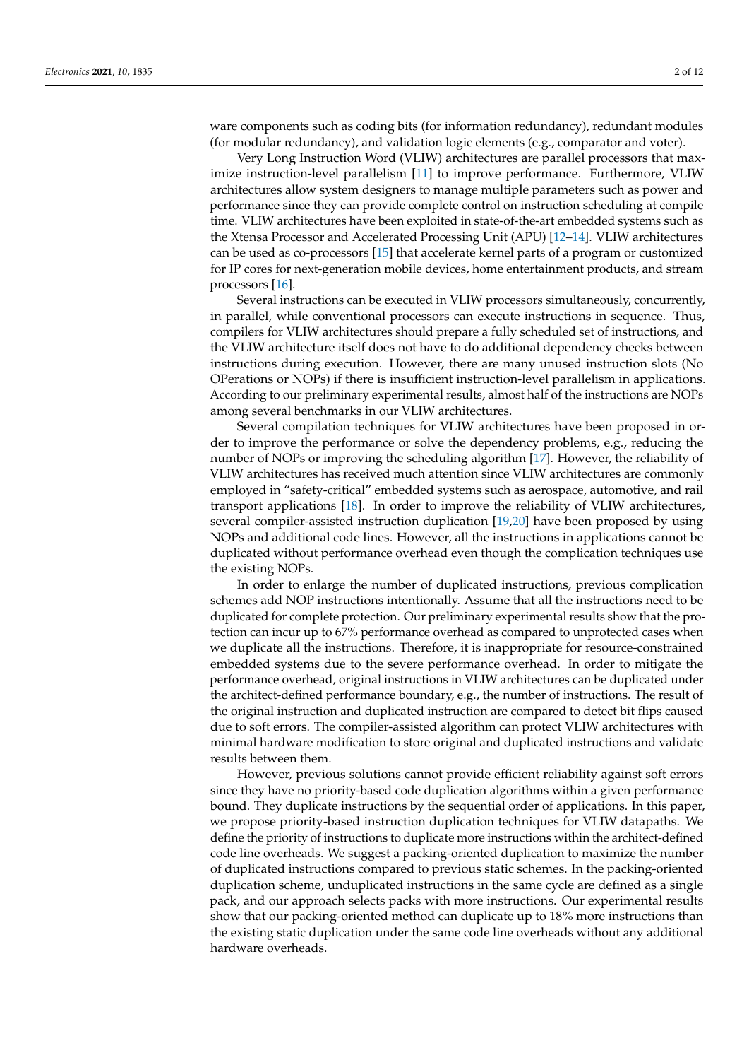ware components such as coding bits (for information redundancy), redundant modules (for modular redundancy), and validation logic elements (e.g., comparator and voter).

Very Long Instruction Word (VLIW) architectures are parallel processors that maximize instruction-level parallelism [11] to improve performance. Furthermore, VLIW architectures allow system designers to manage multiple parameters such as power and performance since they can provide complete control on instruction scheduling at compile time. VLIW architectures have been exploited in state-of-the-art embedded systems such as the Xtensa Processor and Accelerated Processing Unit (APU) [12–14]. VLIW architectures can be used as co-processors [15] that accelerate kernel parts of a program or customized for IP cores for next-generation mobile devices, home entertainment products, and stream processors [16].

Several instructions can be executed in VLIW processors simultaneously, concurrently, in parallel, while conventional processors can execute instructions in sequence. Thus, compilers for VLIW architectures should prepare a fully scheduled set of instructions, and the VLIW architecture itself does not have to do additional dependency checks between instructions during execution. However, there are many unused instruction slots (No OPerations or NOPs) if there is insufficient instruction-level parallelism in applications. According to our preliminary experimental results, almost half of the instructions are NOPs among several benchmarks in our VLIW architectures.

Several compilation techniques for VLIW architectures have been proposed in order to improve the performance or solve the dependency problems, e.g., reducing the number of NOPs or improving the scheduling algorithm [17]. However, the reliability of VLIW architectures has received much attention since VLIW architectures are commonly employed in "safety-critical" embedded systems such as aerospace, automotive, and rail transport applications [18]. In order to improve the reliability of VLIW architectures, several compiler-assisted instruction duplication [19,20] have been proposed by using NOPs and additional code lines. However, all the instructions in applications cannot be duplicated without performance overhead even though the complication techniques use the existing NOPs.

In order to enlarge the number of duplicated instructions, previous complication schemes add NOP instructions intentionally. Assume that all the instructions need to be duplicated for complete protection. Our preliminary experimental results show that the protection can incur up to 67% performance overhead as compared to unprotected cases when we duplicate all the instructions. Therefore, it is inappropriate for resource-constrained embedded systems due to the severe performance overhead. In order to mitigate the performance overhead, original instructions in VLIW architectures can be duplicated under the architect-defined performance boundary, e.g., the number of instructions. The result of the original instruction and duplicated instruction are compared to detect bit flips caused due to soft errors. The compiler-assisted algorithm can protect VLIW architectures with minimal hardware modification to store original and duplicated instructions and validate results between them.

However, previous solutions cannot provide efficient reliability against soft errors since they have no priority-based code duplication algorithms within a given performance bound. They duplicate instructions by the sequential order of applications. In this paper, we propose priority-based instruction duplication techniques for VLIW datapaths. We define the priority of instructions to duplicate more instructions within the architect-defined code line overheads. We suggest a packing-oriented duplication to maximize the number of duplicated instructions compared to previous static schemes. In the packing-oriented duplication scheme, unduplicated instructions in the same cycle are defined as a single pack, and our approach selects packs with more instructions. Our experimental results show that our packing-oriented method can duplicate up to 18% more instructions than the existing static duplication under the same code line overheads without any additional hardware overheads.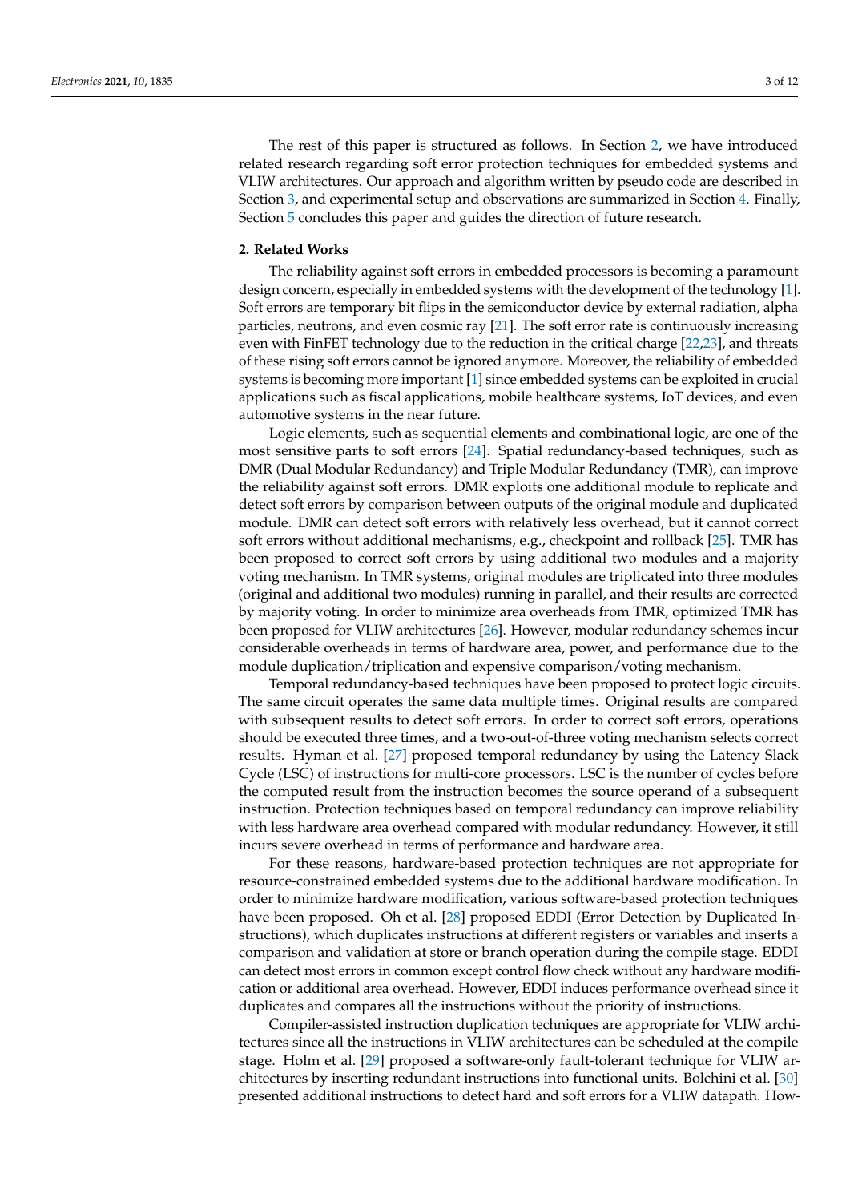The rest of this paper is structured as follows. In Section 2, we have introduced related research regarding soft error protection techniques for embedded systems and VLIW architectures. Our approach and algorithm written by pseudo code are described in Section 3, and experimental setup and observations are summarized in Section 4. Finally, Section 5 concludes this paper and guides the direction of future research.

## 2. Related Works

The reliability against soft errors in embedded processors is becoming a paramount design concern, especially in embedded systems with the development of the technology [1]. Soft errors are temporary bit flips in the semiconductor device by external radiation, alpha particles, neutrons, and even cosmic ray [21]. The soft error rate is continuously increasing even with FinFET technology due to the reduction in the critical charge [22,23], and threats of these rising soft errors cannot be ignored anymore. Moreover, the reliability of embedded systems is becoming more important [1] since embedded systems can be exploited in crucial applications such as fiscal applications, mobile healthcare systems, IoT devices, and even automotive systems in the near future.

Logic elements, such as sequential elements and combinational logic, are one of the most sensitive parts to soft errors [24]. Spatial redundancy-based techniques, such as DMR (Dual Modular Redundancy) and Triple Modular Redundancy (TMR), can improve the reliability against soft errors. DMR exploits one additional module to replicate and detect soft errors by comparison between outputs of the original module and duplicated module. DMR can detect soft errors with relatively less overhead, but it cannot correct soft errors without additional mechanisms, e.g., checkpoint and rollback [25]. TMR has been proposed to correct soft errors by using additional two modules and a majority voting mechanism. In TMR systems, original modules are triplicated into three modules (original and additional two modules) running in parallel, and their results are corrected by majority voting. In order to minimize area overheads from TMR, optimized TMR has been proposed for VLIW architectures [26]. However, modular redundancy schemes incur considerable overheads in terms of hardware area, power, and performance due to the module duplication/triplication and expensive comparison/voting mechanism.

Temporal redundancy-based techniques have been proposed to protect logic circuits. The same circuit operates the same data multiple times. Original results are compared with subsequent results to detect soft errors. In order to correct soft errors, operations should be executed three times, and a two-out-of-three voting mechanism selects correct results. Hyman et al. [27] proposed temporal redundancy by using the Latency Slack Cycle (LSC) of instructions for multi-core processors. LSC is the number of cycles before the computed result from the instruction becomes the source operand of a subsequent instruction. Protection techniques based on temporal redundancy can improve reliability with less hardware area overhead compared with modular redundancy. However, it still incurs severe overhead in terms of performance and hardware area.

For these reasons, hardware-based protection techniques are not appropriate for resource-constrained embedded systems due to the additional hardware modification. In order to minimize hardware modification, various software-based protection techniques have been proposed. Oh et al. [28] proposed EDDI (Error Detection by Duplicated Instructions), which duplicates instructions at different registers or variables and inserts a comparison and validation at store or branch operation during the compile stage. EDDI can detect most errors in common except control flow check without any hardware modification or additional area overhead. However, EDDI induces performance overhead since it duplicates and compares all the instructions without the priority of instructions.

Compiler-assisted instruction duplication techniques are appropriate for VLIW architectures since all the instructions in VLIW architectures can be scheduled at the compile stage. Holm et al. [29] proposed a software-only fault-tolerant technique for VLIW architectures by inserting redundant instructions into functional units. Bolchini et al. [30] presented additional instructions to detect hard and soft errors for a VLIW datapath. How-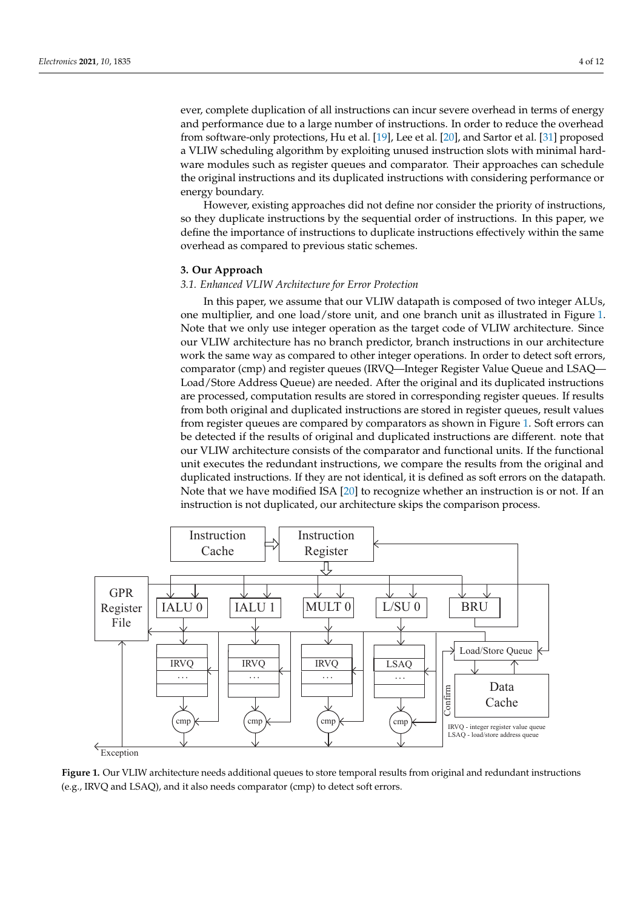ever, complete duplication of all instructions can incur severe overhead in terms of energy and performance due to a large number of instructions. In order to reduce the overhead from software-only protections, Hu et al. [19], Lee et al. [20], and Sartor et al. [31] proposed a VLIW scheduling algorithm by exploiting unused instruction slots with minimal hardware modules such as register queues and comparator. Their approaches can schedule the original instructions and its duplicated instructions with considering performance or energy boundary.

However, existing approaches did not define nor consider the priority of instructions, so they duplicate instructions by the sequential order of instructions. In this paper, we define the importance of instructions to duplicate instructions effectively within the same overhead as compared to previous static schemes.

## 3. Our Approach

### *3.1. Enhanced VLIW Architecture for Error Protection*

In this paper, we assume that our VLIW datapath is composed of two integer ALUs, one multiplier, and one load/store unit, and one branch unit as illustrated in Figure 1. Note that we only use integer operation as the target code of VLIW architecture. Since our VLIW architecture has no branch predictor, branch instructions in our architecture work the same way as compared to other integer operations. In order to detect soft errors, comparator (cmp) and register queues (IRVQ—Integer Register Value Queue and LSAQ—Load/Store Address Queue) are needed. After the original and its duplicated instructions are processed, computation results are stored in corresponding register queues. If results from both original and duplicated instructions are stored in register queues, result values from register queues are compared by comparators as shown in Figure 1. Soft errors can be detected if the results of original and duplicated instructions are different. note that our VLIW architecture consists of the comparator and functional units. If the functional unit executes the redundant instructions, we compare the results from the original and duplicated instructions. If they are not identical, it is defined as soft errors on the datapath. Note that we have modified ISA [20] to recognize whether an instruction is or not. If an instruction is not duplicated, our architecture skips the comparison process.

**Figure 1.** Our VLIW architecture needs additional queues to store temporal results from original and redundant instructions (e.g., IRVQ and LSAQ), and it also needs comparator (cmp) to detect soft errors.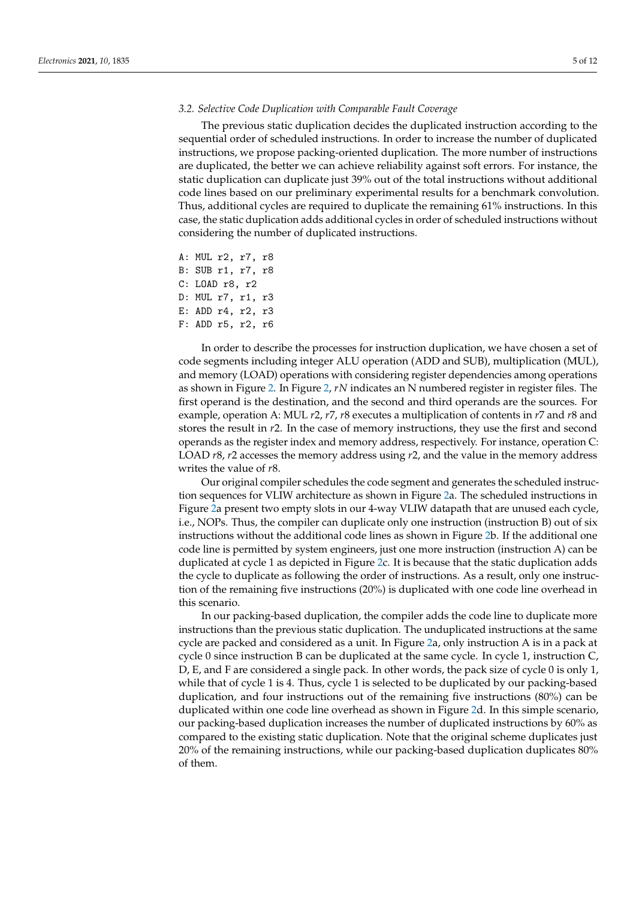### 3.2. Selective Code Duplication with Comparable Fault Coverage

The previous static duplication decides the duplicated instruction according to the sequential order of scheduled instructions. In order to increase the number of duplicated instructions, we propose packing-oriented duplication. The more number of instructions are duplicated, the better we can achieve reliability against soft errors. For instance, the static duplication can duplicate just 39% out of the total instructions without additional code lines based on our preliminary experimental results for a benchmark convolution. Thus, additional cycles are required to duplicate the remaining 61% instructions. In this case, the static duplication adds additional cycles in order of scheduled instructions without considering the number of duplicated instructions.

```
A: MUL r2, r7, r8
B: SUB r1, r7, r8
C: LOAD r8, r2
D: MUL r7, r1, r3
E: ADD r4, r2, r3
F: ADD r5, r2, r6
```

In order to describe the processes for instruction duplication, we have chosen a set of code segments including integer ALU operation (ADD and SUB), multiplication (MUL), and memory (LOAD) operations with considering register dependencies among operations as shown in Figure 2. In Figure 2, *rN* indicates an N numbered register in register files. The first operand is the destination, and the second and third operands are the sources. For example, operation A: MUL *r*2, *r*7, *r*8 executes a multiplication of contents in *r*7 and *r*8 and stores the result in *r*2. In the case of memory instructions, they use the first and second operands as the register index and memory address, respectively. For instance, operation C: LOAD *r*8, *r*2 accesses the memory address using *r*2, and the value in the memory address writes the value of *r*8.

Our original compiler schedules the code segment and generates the scheduled instruction sequences for VLIW architecture as shown in Figure 2a. The scheduled instructions in Figure 2a present two empty slots in our 4-way VLIW datapath that are unused each cycle, i.e., NOPs. Thus, the compiler can duplicate only one instruction (instruction B) out of six instructions without the additional code lines as shown in Figure 2b. If the additional one code line is permitted by system engineers, just one more instruction (instruction A) can be duplicated at cycle 1 as depicted in Figure 2c. It is because that the static duplication adds the cycle to duplicate as following the order of instructions. As a result, only one instruction of the remaining five instructions (20%) is duplicated with one code line overhead in this scenario.

In our packing-based duplication, the compiler adds the code line to duplicate more instructions than the previous static duplication. The unduplicated instructions at the same cycle are packed and considered as a unit. In Figure 2a, only instruction A is in a pack at cycle 0 since instruction B can be duplicated at the same cycle. In cycle 1, instruction C, D, E, and F are considered a single pack. In other words, the pack size of cycle 0 is only 1, while that of cycle 1 is 4. Thus, cycle 1 is selected to be duplicated by our packing-based duplication, and four instructions out of the remaining five instructions (80%) can be duplicated within one code line overhead as shown in Figure 2d. In this simple scenario, our packing-based duplication increases the number of duplicated instructions by 60% as compared to the existing static duplication. Note that the original scheme duplicates just 20% of the remaining instructions, while our packing-based duplication duplicates 80% of them.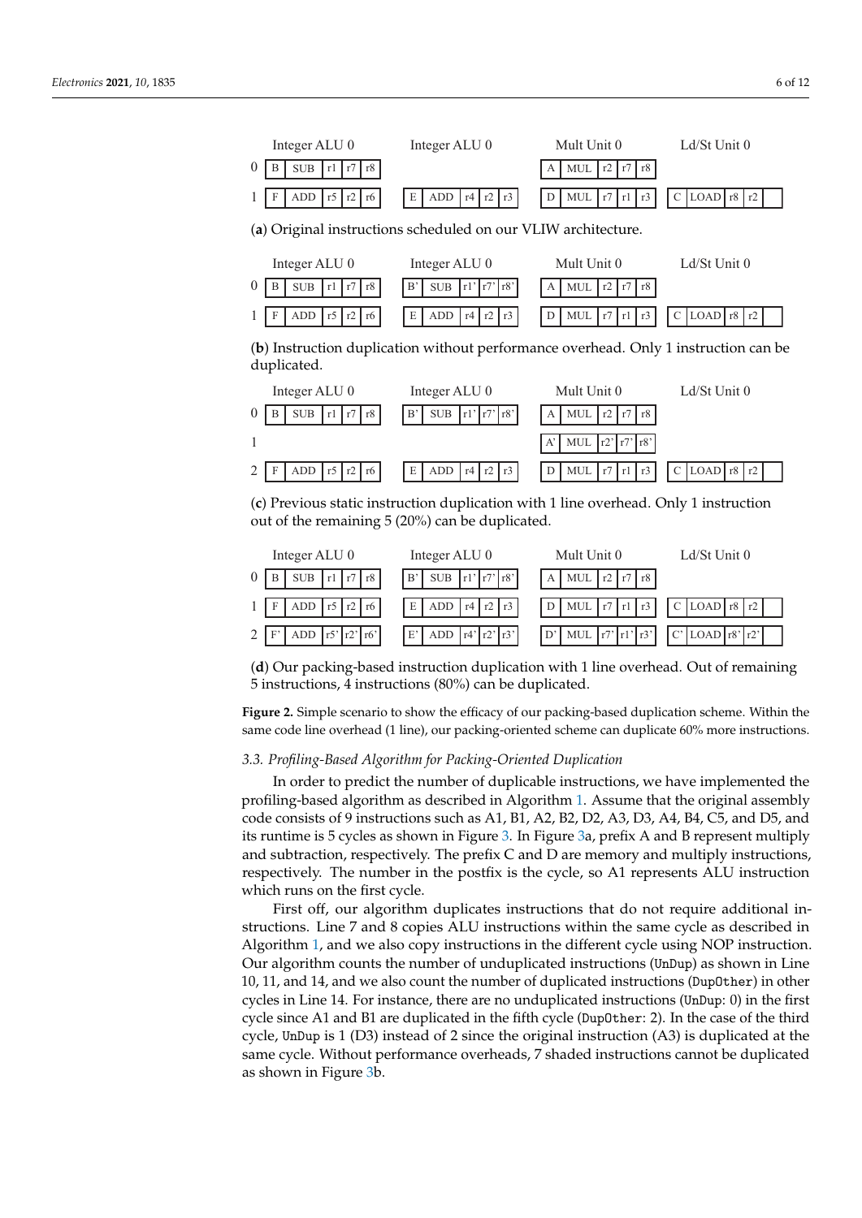| | Integer ALU 0 | Integer ALU 0 | Mult Unit 0 | Ld/St Unit 0 |
|---|---|---|---|---|
| 0 | B SUB r1 r7 r8 | | A MUL r2 r7 r8 | |
| 1 | F ADD r5 r2 r6 | E ADD r4 r2 r3 | D MUL r7 r1 r3 | C LOAD r8 r2 |

(**a**) Original instructions scheduled on our VLIW architecture.

| | Integer ALU 0 | Integer ALU 0 | Mult Unit 0 | Ld/St Unit 0 |
|---|---|---|---|---|
| 0 | B SUB r1 r7 r8 | B' SUB r1' r7' r8' | A MUL r2 r7 r8 | |
| 1 | F ADD r5 r2 r6 | E ADD r4 r2 r3 | D MUL r7 r1 r3 | C LOAD r8 r2 |

(**b**) Instruction duplication without performance overhead. Only 1 instruction can be duplicated.

| | Integer ALU 0 | Integer ALU 0 | Mult Unit 0 | Ld/St Unit 0 |
|---|---|---|---|---|
| 0 | B SUB r1 r7 r8 | B' SUB r1' r7' r8' | A MUL r2 r7 r8 | |
| 1 | | | A' MUL r2' r7' r8' | |
| 2 | F ADD r5 r2 r6 | E ADD r4 r2 r3 | D MUL r7 r1 r3 | C LOAD r8 r2 |

(**c**) Previous static instruction duplication with 1 line overhead. Only 1 instruction out of the remaining 5 (20%) can be duplicated.

| | Integer ALU 0 | Integer ALU 0 | Mult Unit 0 | Ld/St Unit 0 |
|---|---|---|---|---|
| 0 | B SUB r1 r7 r8 | B' SUB r1' r7' r8' | A MUL r2 r7 r8 | |
| 1 | F ADD r5 r2 r6 | E ADD r4 r2 r3 | D MUL r7 r1 r3 | C LOAD r8 r2 |
| 2 | F' ADD r5' r2' r6' | E' ADD r4' r2' r3' | D' MUL r7' r1' r3' | C' LOAD r8' r2' |

(**d**) Our packing-based instruction duplication with 1 line overhead. Out of remaining 5 instructions, 4 instructions (80%) can be duplicated.

**Figure 2.** Simple scenario to show the efficacy of our packing-based duplication scheme. Within the same code line overhead (1 line), our packing-oriented scheme can duplicate 60% more instructions.

### *3.3. Profiling-Based Algorithm for Packing-Oriented Duplication*

In order to predict the number of duplicable instructions, we have implemented the profiling-based algorithm as described in Algorithm 1. Assume that the original assembly code consists of 9 instructions such as A1, B1, A2, B2, D2, A3, D3, A4, B4, C5, and D5, and its runtime is 5 cycles as shown in Figure 3. In Figure 3a, prefix A and B represent multiply and subtraction, respectively. The prefix C and D are memory and multiply instructions, respectively. The number in the postfix is the cycle, so A1 represents ALU instruction which runs on the first cycle.

First off, our algorithm duplicates instructions that do not require additional instructions. Line 7 and 8 copies ALU instructions within the same cycle as described in Algorithm 1, and we also copy instructions in the different cycle using NOP instruction. Our algorithm counts the number of unduplicated instructions (`UnDup`) as shown in Line 10, 11, and 14, and we also count the number of duplicated instructions (`DupOther`) in other cycles in Line 14. For instance, there are no unduplicated instructions (`UnDup`: 0) in the first cycle since A1 and B1 are duplicated in the fifth cycle (`DupOther`: 2). In the case of the third cycle, `UnDup` is 1 (D3) instead of 2 since the original instruction (A3) is duplicated at the same cycle. Without performance overheads, 7 shaded instructions cannot be duplicated as shown in Figure 3b.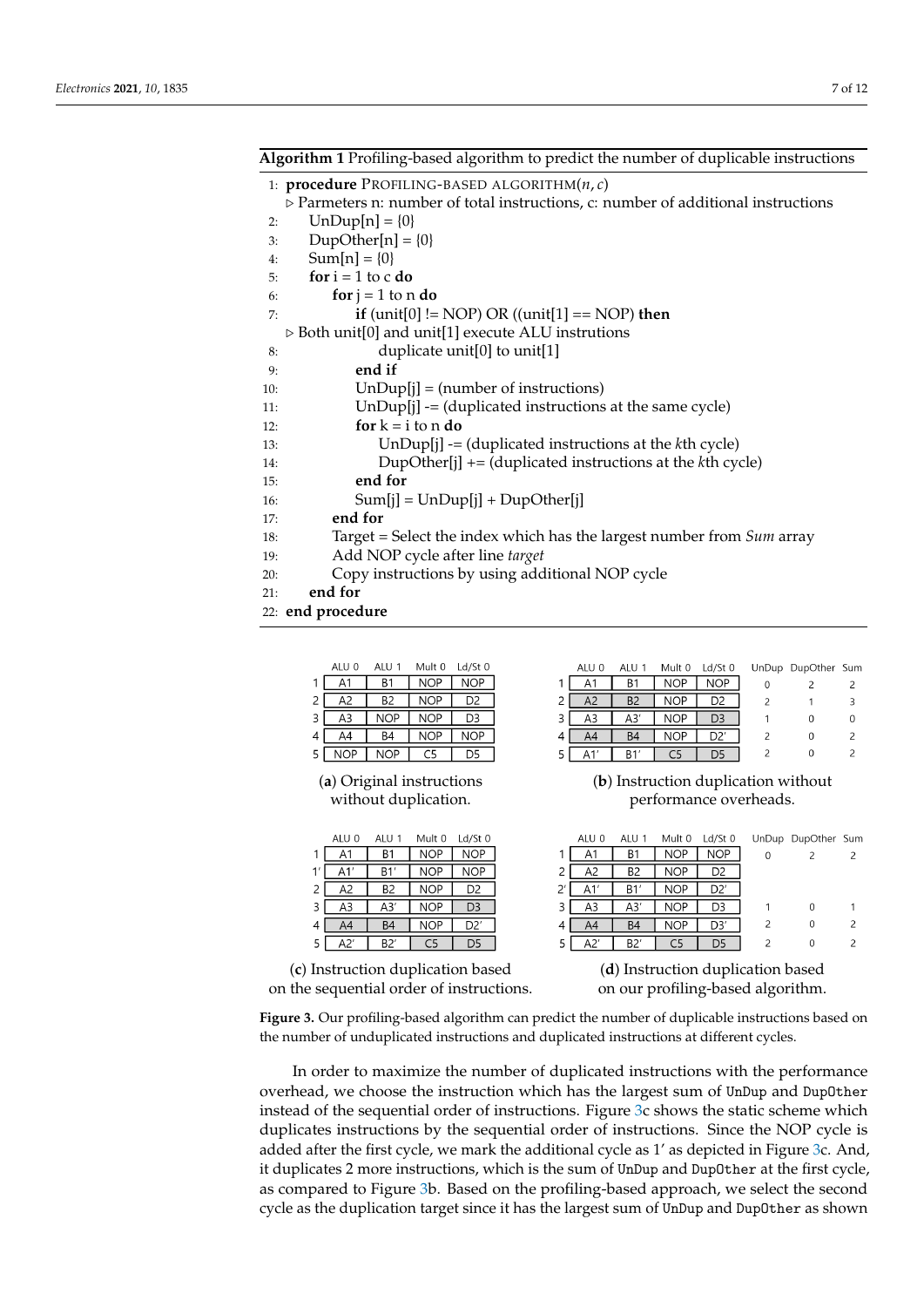**Algorithm 1** Profiling-based algorithm to predict the number of duplicable instructions

```
1:  procedure PROFILING-BASED ALGORITHM(n, c)
    ▷ Parmeters n: number of total instructions, c: number of additional instructions
2:      UnDup[n] = {0}
3:      DupOther[n] = {0}
4:      Sum[n] = {0}
5:      for i = 1 to c do
6:          for j = 1 to n do
7:              if (unit[0] != NOP) OR ((unit[1] == NOP) then
    ▷ Both unit[0] and unit[1] execute ALU instrutions
8:                  duplicate unit[0] to unit[1]
9:              end if
10:             UnDup[j] = (number of instructions)
11:             UnDup[j] -= (duplicated instructions at the same cycle)
12:             for k = i to n do
13:                 UnDup[j] -= (duplicated instructions at the kth cycle)
14:                 DupOther[j] += (duplicated instructions at the kth cycle)
15:             end for
16:             Sum[j] = UnDup[j] + DupOther[j]
17:         end for
18:         Target = Select the index which has the largest number from Sum array
19:         Add NOP cycle after line target
20:         Copy instructions by using additional NOP cycle
21:     end for
22: end procedure
```

| | ALU 0 | ALU 1 | Mult 0 | Ld/St 0 |
|---|---|---|---|---|
| 1 | A1 | B1 | NOP | NOP |
| 2 | A2 | B2 | NOP | D2 |
| 3 | A3 | NOP | NOP | D3 |
| 4 | A4 | B4 | NOP | NOP |
| 5 | NOP | NOP | C5 | D5 |

(**a**) Original instructions without duplication.

| | ALU 0 | ALU 1 | Mult 0 | Ld/St 0 | UnDup | DupOther | Sum |
|---|---|---|---|---|---|---|---|
| 1 | A1 | B1 | NOP | NOP | 0 | 2 | 2 |
| 2 | A2 | B2 | NOP | D2 | 2 | 1 | 3 |
| 3 | A3 | A3′ | NOP | D3 | 1 | 0 | 0 |
| 4 | A4 | B4 | NOP | D2′ | 2 | 0 | 2 |
| 5 | A1′ | B1′ | C5 | D5 | 2 | 0 | 2 |

(**b**) Instruction duplication without performance overheads.

| | ALU 0 | ALU 1 | Mult 0 | Ld/St 0 |
|---|---|---|---|---|
| 1 | A1 | B1 | NOP | NOP |
| 1′ | A1′ | B1′ | NOP | NOP |
| 2 | A2 | B2 | NOP | D2 |
| 3 | A3 | A3′ | NOP | D3 |
| 4 | A4 | B4 | NOP | D2′ |
| 5 | A2′ | B2′ | C5 | D5 |

(**c**) Instruction duplication based on the sequential order of instructions.

| | ALU 0 | ALU 1 | Mult 0 | Ld/St 0 | UnDup | DupOther | Sum |
|---|---|---|---|---|---|---|---|
| 1 | A1 | B1 | NOP | NOP | 0 | 2 | 2 |
| 2 | A2 | B2 | NOP | D2 | | | |
| 2′ | A1′ | B1′ | NOP | D2′ | | | |
| 3 | A3 | A3′ | NOP | D3 | 1 | 0 | 1 |
| 4 | A4 | B4 | NOP | D3′ | 2 | 0 | 2 |
| 5 | A2′ | B2′ | C5 | D5 | 2 | 0 | 2 |

(**d**) Instruction duplication based on our profiling-based algorithm.

**Figure 3.** Our profiling-based algorithm can predict the number of duplicable instructions based on the number of unduplicated instructions and duplicated instructions at different cycles.

In order to maximize the number of duplicated instructions with the performance overhead, we choose the instruction which has the largest sum of UnDup and DupOther instead of the sequential order of instructions. Figure 3c shows the static scheme which duplicates instructions by the sequential order of instructions. Since the NOP cycle is added after the first cycle, we mark the additional cycle as 1′ as depicted in Figure 3c. And, it duplicates 2 more instructions, which is the sum of UnDup and DupOther at the first cycle, as compared to Figure 3b. Based on the profiling-based approach, we select the second cycle as the duplication target since it has the largest sum of UnDup and DupOther as shown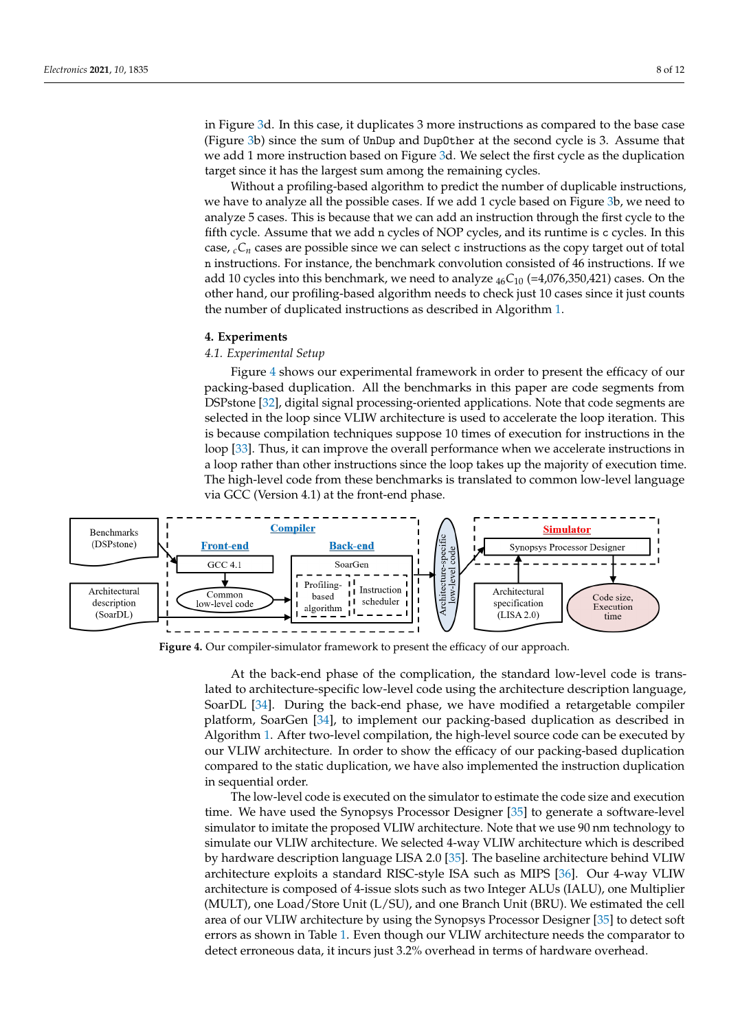in Figure 3d. In this case, it duplicates 3 more instructions as compared to the base case (Figure 3b) since the sum of `UnDup` and `DupOther` at the second cycle is 3. Assume that we add 1 more instruction based on Figure 3d. We select the first cycle as the duplication target since it has the largest sum among the remaining cycles.

Without a profiling-based algorithm to predict the number of duplicable instructions, we have to analyze all the possible cases. If we add 1 cycle based on Figure 3b, we need to analyze 5 cases. This is because that we can add an instruction through the first cycle to the fifth cycle. Assume that we add `n` cycles of NOP cycles, and its runtime is `c` cycles. In this case, ${}_cC_n$ cases are possible since we can select `c` instructions as the copy target out of total `n` instructions. For instance, the benchmark convolution consisted of 46 instructions. If we add 10 cycles into this benchmark, we need to analyze ${}_{46}C_{10}$ (=4,076,350,421) cases. On the other hand, our profiling-based algorithm needs to check just 10 cases since it just counts the number of duplicated instructions as described in Algorithm 1.

## 4. Experiments

### 4.1. Experimental Setup

Figure 4 shows our experimental framework in order to present the efficacy of our packing-based duplication. All the benchmarks in this paper are code segments from DSPstone [32], digital signal processing-oriented applications. Note that code segments are selected in the loop since VLIW architecture is used to accelerate the loop iteration. This is because compilation techniques suppose 10 times of execution for instructions in the loop [33]. Thus, it can improve the overall performance when we accelerate instructions in a loop rather than other instructions since the loop takes up the majority of execution time. The high-level code from these benchmarks is translated to common low-level language via GCC (Version 4.1) at the front-end phase.

**Figure 4.** Our compiler-simulator framework to present the efficacy of our approach.

At the back-end phase of the complication, the standard low-level code is translated to architecture-specific low-level code using the architecture description language, SoarDL [34]. During the back-end phase, we have modified a retargetable compiler platform, SoarGen [34], to implement our packing-based duplication as described in Algorithm 1. After two-level compilation, the high-level source code can be executed by our VLIW architecture. In order to show the efficacy of our packing-based duplication compared to the static duplication, we have also implemented the instruction duplication in sequential order.

The low-level code is executed on the simulator to estimate the code size and execution time. We have used the Synopsys Processor Designer [35] to generate a software-level simulator to imitate the proposed VLIW architecture. Note that we use 90 nm technology to simulate our VLIW architecture. We selected 4-way VLIW architecture which is described by hardware description language LISA 2.0 [35]. The baseline architecture behind VLIW architecture exploits a standard RISC-style ISA such as MIPS [36]. Our 4-way VLIW architecture is composed of 4-issue slots such as two Integer ALUs (IALU), one Multiplier (MULT), one Load/Store Unit (L/SU), and one Branch Unit (BRU). We estimated the cell area of our VLIW architecture by using the Synopsys Processor Designer [35] to detect soft errors as shown in Table 1. Even though our VLIW architecture needs the comparator to detect erroneous data, it incurs just 3.2% overhead in terms of hardware overhead.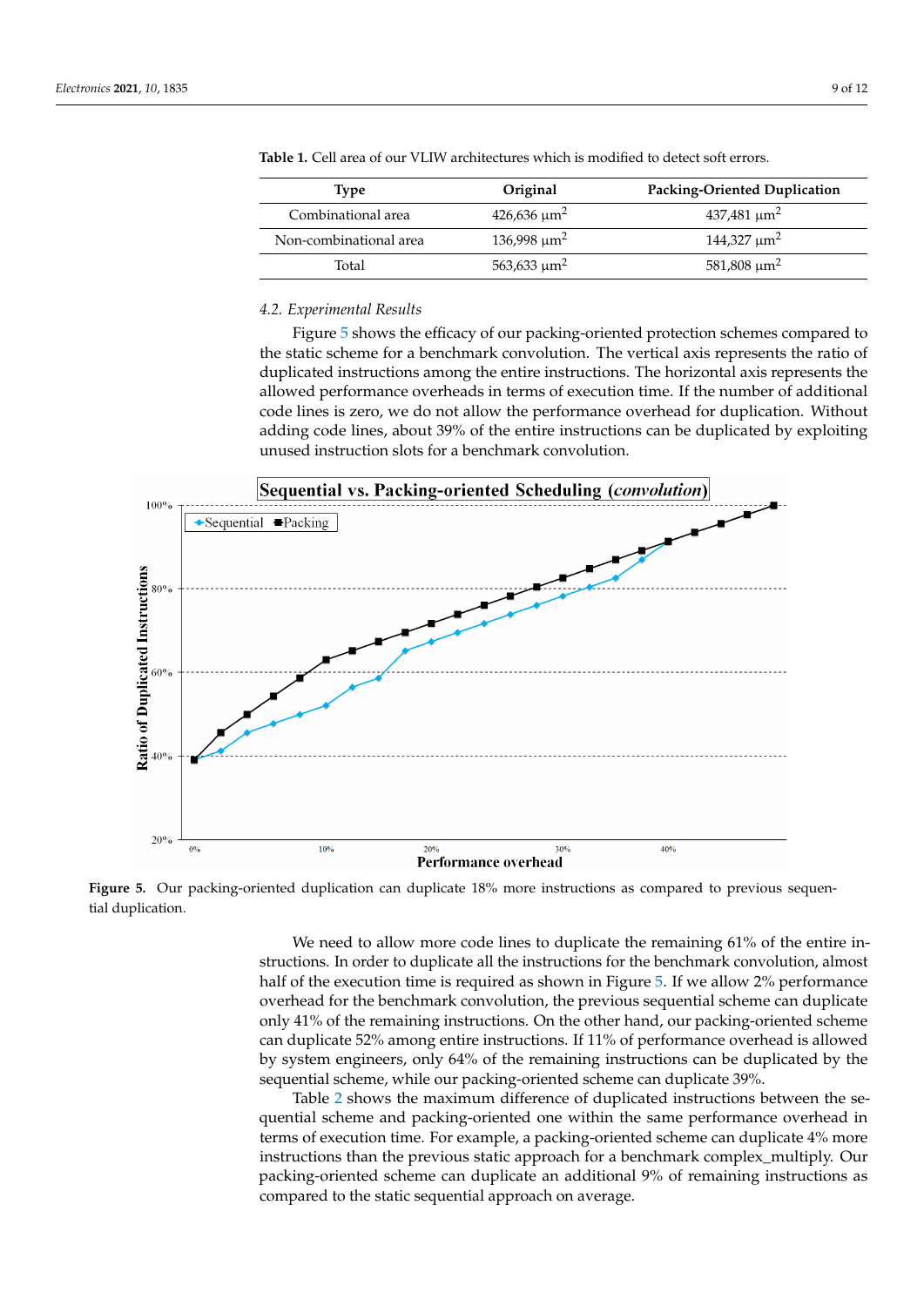**Table 1.** Cell area of our VLIW architectures which is modified to detect soft errors.

| Type | Original | Packing-Oriented Duplication |
|---|---|---|
| Combinational area | 426,636 $\mu m^2$ | 437,481 $\mu m^2$ |
| Non-combinational area | 136,998 $\mu m^2$ | 144,327 $\mu m^2$ |
| Total | 563,633 $\mu m^2$ | 581,808 $\mu m^2$ |

### 4.2. Experimental Results

Figure 5 shows the efficacy of our packing-oriented protection schemes compared to the static scheme for a benchmark convolution. The vertical axis represents the ratio of duplicated instructions among the entire instructions. The horizontal axis represents the allowed performance overheads in terms of execution time. If the number of additional code lines is zero, we do not allow the performance overhead for duplication. Without adding code lines, about 39% of the entire instructions can be duplicated by exploiting unused instruction slots for a benchmark convolution.

**Figure 5.** Our packing-oriented duplication can duplicate 18% more instructions as compared to previous sequential duplication.

We need to allow more code lines to duplicate the remaining 61% of the entire instructions. In order to duplicate all the instructions for the benchmark convolution, almost half of the execution time is required as shown in Figure 5. If we allow 2% performance overhead for the benchmark convolution, the previous sequential scheme can duplicate only 41% of the remaining instructions. On the other hand, our packing-oriented scheme can duplicate 52% among entire instructions. If 11% of performance overhead is allowed by system engineers, only 64% of the remaining instructions can be duplicated by the sequential scheme, while our packing-oriented scheme can duplicate 39%.

Table 2 shows the maximum difference of duplicated instructions between the sequential scheme and packing-oriented one within the same performance overhead in terms of execution time. For example, a packing-oriented scheme can duplicate 4% more instructions than the previous static approach for a benchmark complex_multiply. Our packing-oriented scheme can duplicate an additional 9% of remaining instructions as compared to the static sequential approach on average.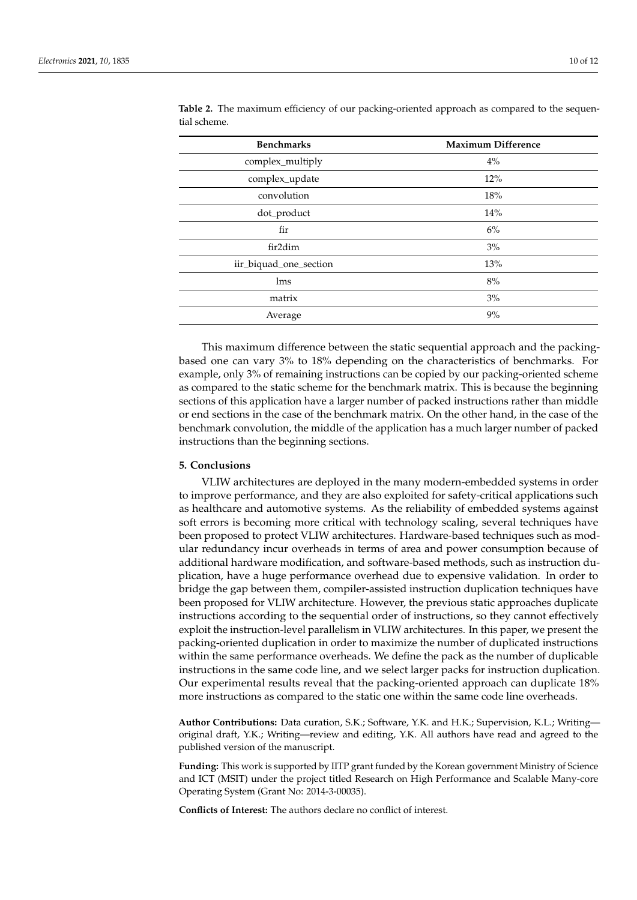**Table 2.** The maximum efficiency of our packing-oriented approach as compared to the sequential scheme.

| Benchmarks | Maximum Difference |
| --- | --- |
| complex_multiply | 4% |
| complex_update | 12% |
| convolution | 18% |
| dot_product | 14% |
| fir | 6% |
| fir2dim | 3% |
| iir_biquad_one_section | 13% |
| lms | 8% |
| matrix | 3% |
| Average | 9% |

This maximum difference between the static sequential approach and the packing-based one can vary 3% to 18% depending on the characteristics of benchmarks. For example, only 3% of remaining instructions can be copied by our packing-oriented scheme as compared to the static scheme for the benchmark matrix. This is because the beginning sections of this application have a larger number of packed instructions rather than middle or end sections in the case of the benchmark matrix. On the other hand, in the case of the benchmark convolution, the middle of the application has a much larger number of packed instructions than the beginning sections.

## 5. Conclusions

VLIW architectures are deployed in the many modern-embedded systems in order to improve performance, and they are also exploited for safety-critical applications such as healthcare and automotive systems. As the reliability of embedded systems against soft errors is becoming more critical with technology scaling, several techniques have been proposed to protect VLIW architectures. Hardware-based techniques such as modular redundancy incur overheads in terms of area and power consumption because of additional hardware modification, and software-based methods, such as instruction duplication, have a huge performance overhead due to expensive validation. In order to bridge the gap between them, compiler-assisted instruction duplication techniques have been proposed for VLIW architecture. However, the previous static approaches duplicate instructions according to the sequential order of instructions, so they cannot effectively exploit the instruction-level parallelism in VLIW architectures. In this paper, we present the packing-oriented duplication in order to maximize the number of duplicated instructions within the same performance overheads. We define the pack as the number of duplicable instructions in the same code line, and we select larger packs for instruction duplication. Our experimental results reveal that the packing-oriented approach can duplicate 18% more instructions as compared to the static one within the same code line overheads.

**Author Contributions:** Data curation, S.K.; Software, Y.K. and H.K.; Supervision, K.L.; Writing—original draft, Y.K.; Writing—review and editing, Y.K. All authors have read and agreed to the published version of the manuscript.

**Funding:** This work is supported by IITP grant funded by the Korean government Ministry of Science and ICT (MSIT) under the project titled Research on High Performance and Scalable Many-core Operating System (Grant No: 2014-3-00035).

**Conflicts of Interest:** The authors declare no conflict of interest.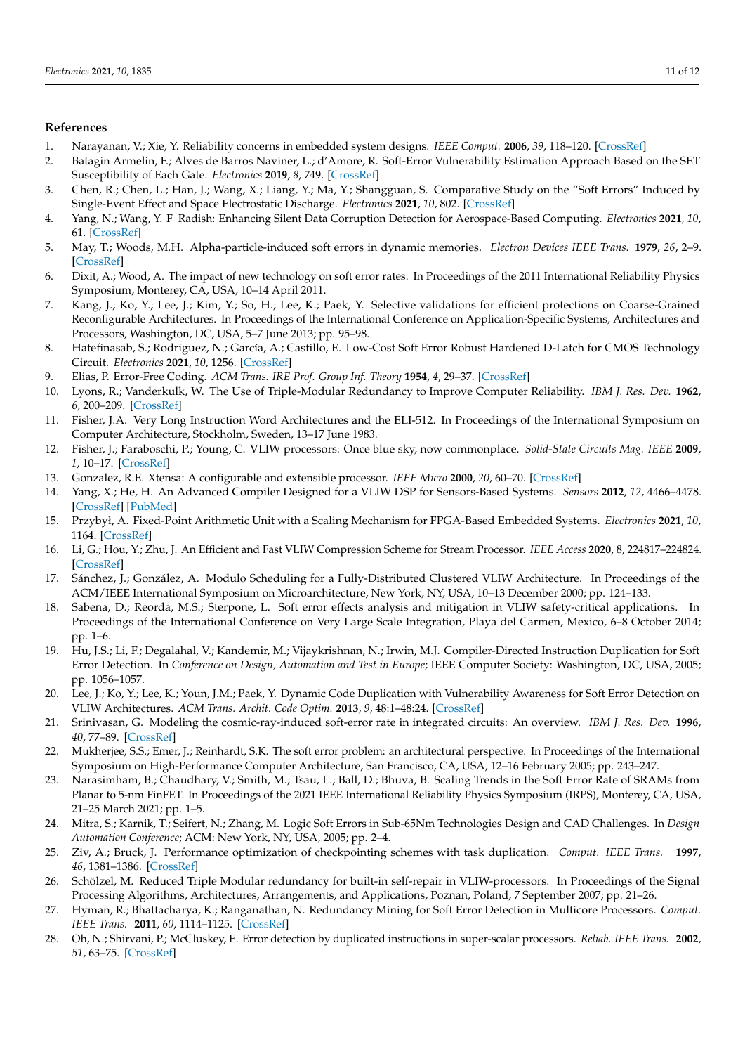## References

1. Narayanan, V.; Xie, Y. Reliability concerns in embedded system designs. *IEEE Comput.* **2006**, *39*, 118–120. [CrossRef]
2. Batagin Armelin, F.; Alves de Barros Naviner, L.; d'Amore, R. Soft-Error Vulnerability Estimation Approach Based on the SET Susceptibility of Each Gate. *Electronics* **2019**, *8*, 749. [CrossRef]
3. Chen, R.; Chen, L.; Han, J.; Wang, X.; Liang, Y.; Ma, Y.; Shangguan, S. Comparative Study on the "Soft Errors" Induced by Single-Event Effect and Space Electrostatic Discharge. *Electronics* **2021**, *10*, 802. [CrossRef]
4. Yang, N.; Wang, Y. F_Radish: Enhancing Silent Data Corruption Detection for Aerospace-Based Computing. *Electronics* **2021**, *10*, 61. [CrossRef]
5. May, T.; Woods, M.H. Alpha-particle-induced soft errors in dynamic memories. *Electron Devices IEEE Trans.* **1979**, *26*, 2–9. [CrossRef]
6. Dixit, A.; Wood, A. The impact of new technology on soft error rates. In Proceedings of the 2011 International Reliability Physics Symposium, Monterey, CA, USA, 10–14 April 2011.
7. Kang, J.; Ko, Y.; Lee, J.; Kim, Y.; So, H.; Lee, K.; Paek, Y. Selective validations for efficient protections on Coarse-Grained Reconfigurable Architectures. In Proceedings of the International Conference on Application-Specific Systems, Architectures and Processors, Washington, DC, USA, 5–7 June 2013; pp. 95–98.
8. Hatefinasab, S.; Rodriguez, N.; García, A.; Castillo, E. Low-Cost Soft Error Robust Hardened D-Latch for CMOS Technology Circuit. *Electronics* **2021**, *10*, 1256. [CrossRef]
9. Elias, P. Error-Free Coding. *ACM Trans. IRE Prof. Group Inf. Theory* **1954**, *4*, 29–37. [CrossRef]
10. Lyons, R.; Vanderkulk, W. The Use of Triple-Modular Redundancy to Improve Computer Reliability. *IBM J. Res. Dev.* **1962**, *6*, 200–209. [CrossRef]
11. Fisher, J.A. Very Long Instruction Word Architectures and the ELI-512. In Proceedings of the International Symposium on Computer Architecture, Stockholm, Sweden, 13–17 June 1983.
12. Fisher, J.; Faraboschi, P.; Young, C. VLIW processors: Once blue sky, now commonplace. *Solid-State Circuits Mag. IEEE* **2009**, *1*, 10–17. [CrossRef]
13. Gonzalez, R.E. Xtensa: A configurable and extensible processor. *IEEE Micro* **2000**, *20*, 60–70. [CrossRef]
14. Yang, X.; He, H. An Advanced Compiler Designed for a VLIW DSP for Sensors-Based Systems. *Sensors* **2012**, *12*, 4466–4478. [CrossRef] [PubMed]
15. Przybył, A. Fixed-Point Arithmetic Unit with a Scaling Mechanism for FPGA-Based Embedded Systems. *Electronics* **2021**, *10*, 1164. [CrossRef]
16. Li, G.; Hou, Y.; Zhu, J. An Efficient and Fast VLIW Compression Scheme for Stream Processor. *IEEE Access* **2020**, 8, 224817–224824. [CrossRef]
17. Sánchez, J.; González, A. Modulo Scheduling for a Fully-Distributed Clustered VLIW Architecture. In Proceedings of the ACM/IEEE International Symposium on Microarchitecture, New York, NY, USA, 10–13 December 2000; pp. 124–133.
18. Sabena, D.; Reorda, M.S.; Sterpone, L. Soft error effects analysis and mitigation in VLIW safety-critical applications. In Proceedings of the International Conference on Very Large Scale Integration, Playa del Carmen, Mexico, 6–8 October 2014; pp. 1–6.
19. Hu, J.S.; Li, F.; Degalahal, V.; Kandemir, M.; Vijaykrishnan, N.; Irwin, M.J. Compiler-Directed Instruction Duplication for Soft Error Detection. In *Conference on Design, Automation and Test in Europe*; IEEE Computer Society: Washington, DC, USA, 2005; pp. 1056–1057.
20. Lee, J.; Ko, Y.; Lee, K.; Youn, J.M.; Paek, Y. Dynamic Code Duplication with Vulnerability Awareness for Soft Error Detection on VLIW Architectures. *ACM Trans. Archit. Code Optim.* **2013**, *9*, 48:1–48:24. [CrossRef]
21. Srinivasan, G. Modeling the cosmic-ray-induced soft-error rate in integrated circuits: An overview. *IBM J. Res. Dev.* **1996**, *40*, 77–89. [CrossRef]
22. Mukherjee, S.S.; Emer, J.; Reinhardt, S.K. The soft error problem: an architectural perspective. In Proceedings of the International Symposium on High-Performance Computer Architecture, San Francisco, CA, USA, 12–16 February 2005; pp. 243–247.
23. Narasimham, B.; Chaudhary, V.; Smith, M.; Tsau, L.; Ball, D.; Bhuva, B. Scaling Trends in the Soft Error Rate of SRAMs from Planar to 5-nm FinFET. In Proceedings of the 2021 IEEE International Reliability Physics Symposium (IRPS), Monterey, CA, USA, 21–25 March 2021; pp. 1–5.
24. Mitra, S.; Karnik, T.; Seifert, N.; Zhang, M. Logic Soft Errors in Sub-65Nm Technologies Design and CAD Challenges. In *Design Automation Conference*; ACM: New York, NY, USA, 2005; pp. 2–4.
25. Ziv, A.; Bruck, J. Performance optimization of checkpointing schemes with task duplication. *Comput. IEEE Trans.* **1997**, *46*, 1381–1386. [CrossRef]
26. Schölzel, M. Reduced Triple Modular redundancy for built-in self-repair in VLIW-processors. In Proceedings of the Signal Processing Algorithms, Architectures, Arrangements, and Applications, Poznan, Poland, 7 September 2007; pp. 21–26.
27. Hyman, R.; Bhattacharya, K.; Ranganathan, N. Redundancy Mining for Soft Error Detection in Multicore Processors. *Comput. IEEE Trans.* **2011**, *60*, 1114–1125. [CrossRef]
28. Oh, N.; Shirvani, P.; McCluskey, E. Error detection by duplicated instructions in super-scalar processors. *Reliab. IEEE Trans.* **2002**, *51*, 63–75. [CrossRef]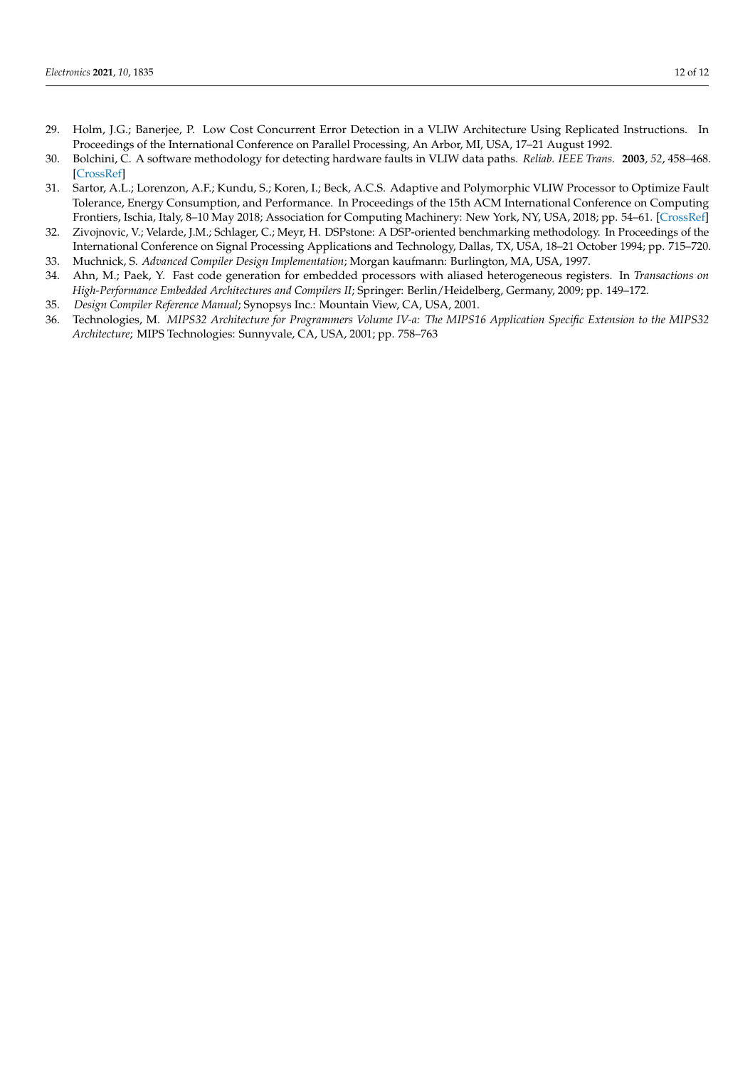29. Holm, J.G.; Banerjee, P. Low Cost Concurrent Error Detection in a VLIW Architecture Using Replicated Instructions. In Proceedings of the International Conference on Parallel Processing, An Arbor, MI, USA, 17–21 August 1992.
30. Bolchini, C. A software methodology for detecting hardware faults in VLIW data paths. *Reliab. IEEE Trans.* **2003**, *52*, 458–468. [CrossRef]
31. Sartor, A.L.; Lorenzon, A.F.; Kundu, S.; Koren, I.; Beck, A.C.S. Adaptive and Polymorphic VLIW Processor to Optimize Fault Tolerance, Energy Consumption, and Performance. In Proceedings of the 15th ACM International Conference on Computing Frontiers, Ischia, Italy, 8–10 May 2018; Association for Computing Machinery: New York, NY, USA, 2018; pp. 54–61. [CrossRef]
32. Zivojnovic, V.; Velarde, J.M.; Schlager, C.; Meyr, H. DSPstone: A DSP-oriented benchmarking methodology. In Proceedings of the International Conference on Signal Processing Applications and Technology, Dallas, TX, USA, 18–21 October 1994; pp. 715–720.
33. Muchnick, S. *Advanced Compiler Design Implementation*; Morgan kaufmann: Burlington, MA, USA, 1997.
34. Ahn, M.; Paek, Y. Fast code generation for embedded processors with aliased heterogeneous registers. In *Transactions on High-Performance Embedded Architectures and Compilers II*; Springer: Berlin/Heidelberg, Germany, 2009; pp. 149–172.
35. *Design Compiler Reference Manual*; Synopsys Inc.: Mountain View, CA, USA, 2001.
36. Technologies, M. *MIPS32 Architecture for Programmers Volume IV-a: The MIPS16 Application Specific Extension to the MIPS32 Architecture*; MIPS Technologies: Sunnyvale, CA, USA, 2001; pp. 758–763